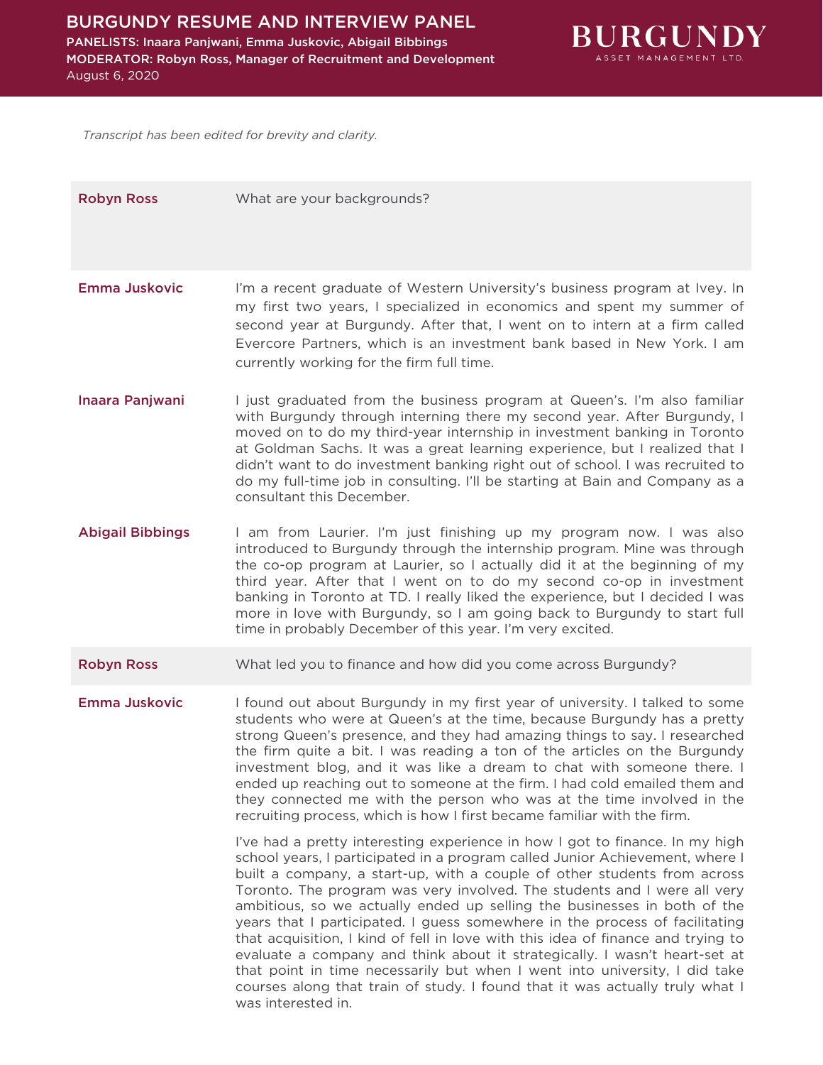# BURGUNDY RESUME AND INTERVIEW PANEL

**PANELISTS:** Inaara Panjwani, Emma Juskovic, Abigail Bibbings
**MODERATOR:** Robyn Ross, Manager of Recruitment and Development
August 6, 2020

BURGUNDY
ASSET MANAGEMENT LTD.

*Transcript has been edited for brevity and clarity.*

| | |
|---|---|
| **Robyn Ross** | What are your backgrounds? |
| **Emma Juskovic** | I'm a recent graduate of Western University's business program at Ivey. In my first two years, I specialized in economics and spent my summer of second year at Burgundy. After that, I went on to intern at a firm called Evercore Partners, which is an investment bank based in New York. I am currently working for the firm full time. |
| **Inaara Panjwani** | I just graduated from the business program at Queen's. I'm also familiar with Burgundy through interning there my second year. After Burgundy, I moved on to do my third-year internship in investment banking in Toronto at Goldman Sachs. It was a great learning experience, but I realized that I didn't want to do investment banking right out of school. I was recruited to do my full-time job in consulting. I'll be starting at Bain and Company as a consultant this December. |
| **Abigail Bibbings** | I am from Laurier. I'm just finishing up my program now. I was also introduced to Burgundy through the internship program. Mine was through the co-op program at Laurier, so I actually did it at the beginning of my third year. After that I went on to do my second co-op in investment banking in Toronto at TD. I really liked the experience, but I decided I was more in love with Burgundy, so I am going back to Burgundy to start full time in probably December of this year. I'm very excited. |
| **Robyn Ross** | What led you to finance and how did you come across Burgundy? |
| **Emma Juskovic** | I found out about Burgundy in my first year of university. I talked to some students who were at Queen's at the time, because Burgundy has a pretty strong Queen's presence, and they had amazing things to say. I researched the firm quite a bit. I was reading a ton of the articles on the Burgundy investment blog, and it was like a dream to chat with someone there. I ended up reaching out to someone at the firm. I had cold emailed them and they connected me with the person who was at the time involved in the recruiting process, which is how I first became familiar with the firm.<br><br>I've had a pretty interesting experience in how I got to finance. In my high school years, I participated in a program called Junior Achievement, where I built a company, a start-up, with a couple of other students from across Toronto. The program was very involved. The students and I were all very ambitious, so we actually ended up selling the businesses in both of the years that I participated. I guess somewhere in the process of facilitating that acquisition, I kind of fell in love with this idea of finance and trying to evaluate a company and think about it strategically. I wasn't heart-set at that point in time necessarily but when I went into university, I did take courses along that train of study. I found that it was actually truly what I was interested in. |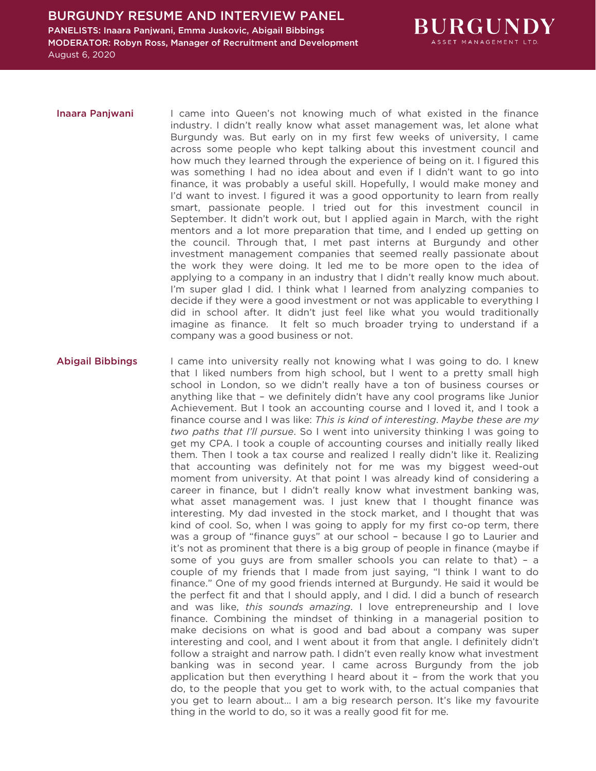**Inaara Panjwani**

I came into Queen's not knowing much of what existed in the finance industry. I didn't really know what asset management was, let alone what Burgundy was. But early on in my first few weeks of university, I came across some people who kept talking about this investment council and how much they learned through the experience of being on it. I figured this was something I had no idea about and even if I didn't want to go into finance, it was probably a useful skill. Hopefully, I would make money and I'd want to invest. I figured it was a good opportunity to learn from really smart, passionate people. I tried out for this investment council in September. It didn't work out, but I applied again in March, with the right mentors and a lot more preparation that time, and I ended up getting on the council. Through that, I met past interns at Burgundy and other investment management companies that seemed really passionate about the work they were doing. It led me to be more open to the idea of applying to a company in an industry that I didn't really know much about. I'm super glad I did. I think what I learned from analyzing companies to decide if they were a good investment or not was applicable to everything I did in school after. It didn't just feel like what you would traditionally imagine as finance. It felt so much broader trying to understand if a company was a good business or not.

**Abigail Bibbings**

I came into university really not knowing what I was going to do. I knew that I liked numbers from high school, but I went to a pretty small high school in London, so we didn't really have a ton of business courses or anything like that – we definitely didn't have any cool programs like Junior Achievement. But I took an accounting course and I loved it, and I took a finance course and I was like: *This is kind of interesting*. *Maybe these are my two paths that I'll pursue*. So I went into university thinking I was going to get my CPA. I took a couple of accounting courses and initially really liked them. Then I took a tax course and realized I really didn't like it. Realizing that accounting was definitely not for me was my biggest weed-out moment from university. At that point I was already kind of considering a career in finance, but I didn't really know what investment banking was, what asset management was. I just knew that I thought finance was interesting. My dad invested in the stock market, and I thought that was kind of cool. So, when I was going to apply for my first co-op term, there was a group of "finance guys" at our school – because I go to Laurier and it's not as prominent that there is a big group of people in finance (maybe if some of you guys are from smaller schools you can relate to that) – a couple of my friends that I made from just saying, "I think I want to do finance." One of my good friends interned at Burgundy. He said it would be the perfect fit and that I should apply, and I did. I did a bunch of research and was like, *this sounds amazing*. I love entrepreneurship and I love finance. Combining the mindset of thinking in a managerial position to make decisions on what is good and bad about a company was super interesting and cool, and I went about it from that angle. I definitely didn't follow a straight and narrow path. I didn't even really know what investment banking was in second year. I came across Burgundy from the job application but then everything I heard about it – from the work that you do, to the people that you get to work with, to the actual companies that you get to learn about… I am a big research person. It's like my favourite thing in the world to do, so it was a really good fit for me.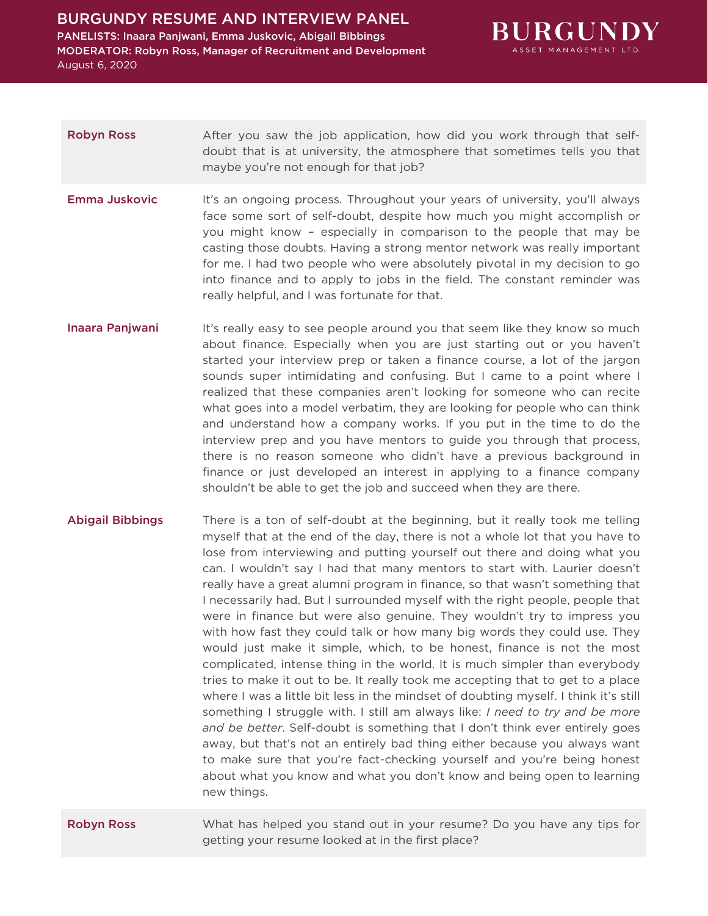**Robyn Ross**

After you saw the job application, how did you work through that self-doubt that is at university, the atmosphere that sometimes tells you that maybe you're not enough for that job?

**Emma Juskovic**

It's an ongoing process. Throughout your years of university, you'll always face some sort of self-doubt, despite how much you might accomplish or you might know – especially in comparison to the people that may be casting those doubts. Having a strong mentor network was really important for me. I had two people who were absolutely pivotal in my decision to go into finance and to apply to jobs in the field. The constant reminder was really helpful, and I was fortunate for that.

**Inaara Panjwani**

It's really easy to see people around you that seem like they know so much about finance. Especially when you are just starting out or you haven't started your interview prep or taken a finance course, a lot of the jargon sounds super intimidating and confusing. But I came to a point where I realized that these companies aren't looking for someone who can recite what goes into a model verbatim, they are looking for people who can think and understand how a company works. If you put in the time to do the interview prep and you have mentors to guide you through that process, there is no reason someone who didn't have a previous background in finance or just developed an interest in applying to a finance company shouldn't be able to get the job and succeed when they are there.

**Abigail Bibbings**

There is a ton of self-doubt at the beginning, but it really took me telling myself that at the end of the day, there is not a whole lot that you have to lose from interviewing and putting yourself out there and doing what you can. I wouldn't say I had that many mentors to start with. Laurier doesn't really have a great alumni program in finance, so that wasn't something that I necessarily had. But I surrounded myself with the right people, people that were in finance but were also genuine. They wouldn't try to impress you with how fast they could talk or how many big words they could use. They would just make it simple, which, to be honest, finance is not the most complicated, intense thing in the world. It is much simpler than everybody tries to make it out to be. It really took me accepting that to get to a place where I was a little bit less in the mindset of doubting myself. I think it's still something I struggle with. I still am always like: *I need to try and be more and be better*. Self-doubt is something that I don't think ever entirely goes away, but that's not an entirely bad thing either because you always want to make sure that you're fact-checking yourself and you're being honest about what you know and what you don't know and being open to learning new things.

**Robyn Ross**

What has helped you stand out in your resume? Do you have any tips for getting your resume looked at in the first place?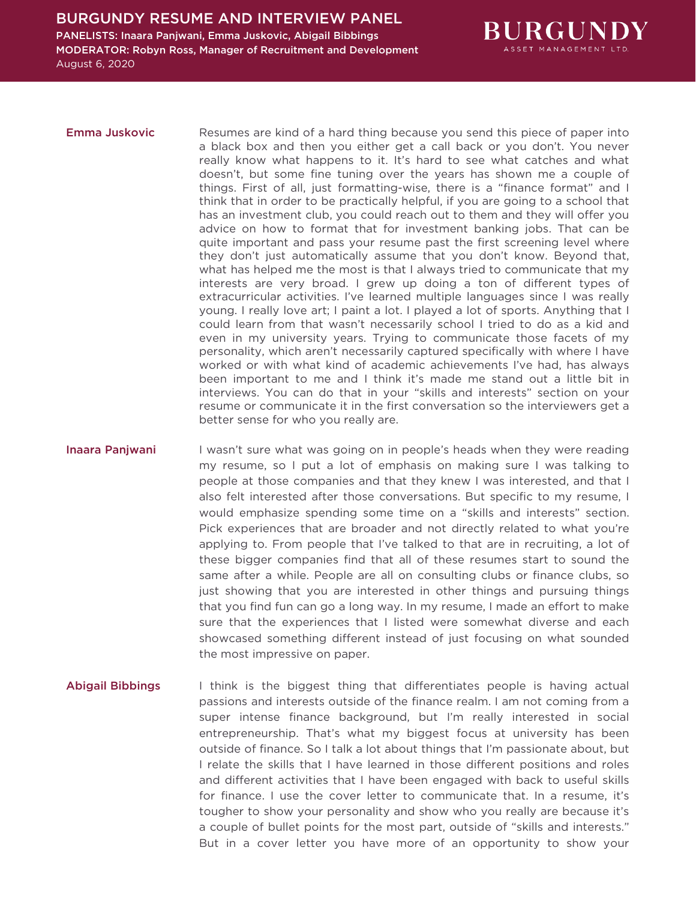**Emma Juskovic**

Resumes are kind of a hard thing because you send this piece of paper into a black box and then you either get a call back or you don't. You never really know what happens to it. It's hard to see what catches and what doesn't, but some fine tuning over the years has shown me a couple of things. First of all, just formatting-wise, there is a "finance format" and I think that in order to be practically helpful, if you are going to a school that has an investment club, you could reach out to them and they will offer you advice on how to format that for investment banking jobs. That can be quite important and pass your resume past the first screening level where they don't just automatically assume that you don't know. Beyond that, what has helped me the most is that I always tried to communicate that my interests are very broad. I grew up doing a ton of different types of extracurricular activities. I've learned multiple languages since I was really young. I really love art; I paint a lot. I played a lot of sports. Anything that I could learn from that wasn't necessarily school I tried to do as a kid and even in my university years. Trying to communicate those facets of my personality, which aren't necessarily captured specifically with where I have worked or with what kind of academic achievements I've had, has always been important to me and I think it's made me stand out a little bit in interviews. You can do that in your "skills and interests" section on your resume or communicate it in the first conversation so the interviewers get a better sense for who you really are.

**Inaara Panjwani**

I wasn't sure what was going on in people's heads when they were reading my resume, so I put a lot of emphasis on making sure I was talking to people at those companies and that they knew I was interested, and that I also felt interested after those conversations. But specific to my resume, I would emphasize spending some time on a "skills and interests" section. Pick experiences that are broader and not directly related to what you're applying to. From people that I've talked to that are in recruiting, a lot of these bigger companies find that all of these resumes start to sound the same after a while. People are all on consulting clubs or finance clubs, so just showing that you are interested in other things and pursuing things that you find fun can go a long way. In my resume, I made an effort to make sure that the experiences that I listed were somewhat diverse and each showcased something different instead of just focusing on what sounded the most impressive on paper.

**Abigail Bibbings**

I think is the biggest thing that differentiates people is having actual passions and interests outside of the finance realm. I am not coming from a super intense finance background, but I'm really interested in social entrepreneurship. That's what my biggest focus at university has been outside of finance. So I talk a lot about things that I'm passionate about, but I relate the skills that I have learned in those different positions and roles and different activities that I have been engaged with back to useful skills for finance. I use the cover letter to communicate that. In a resume, it's tougher to show your personality and show who you really are because it's a couple of bullet points for the most part, outside of "skills and interests." But in a cover letter you have more of an opportunity to show your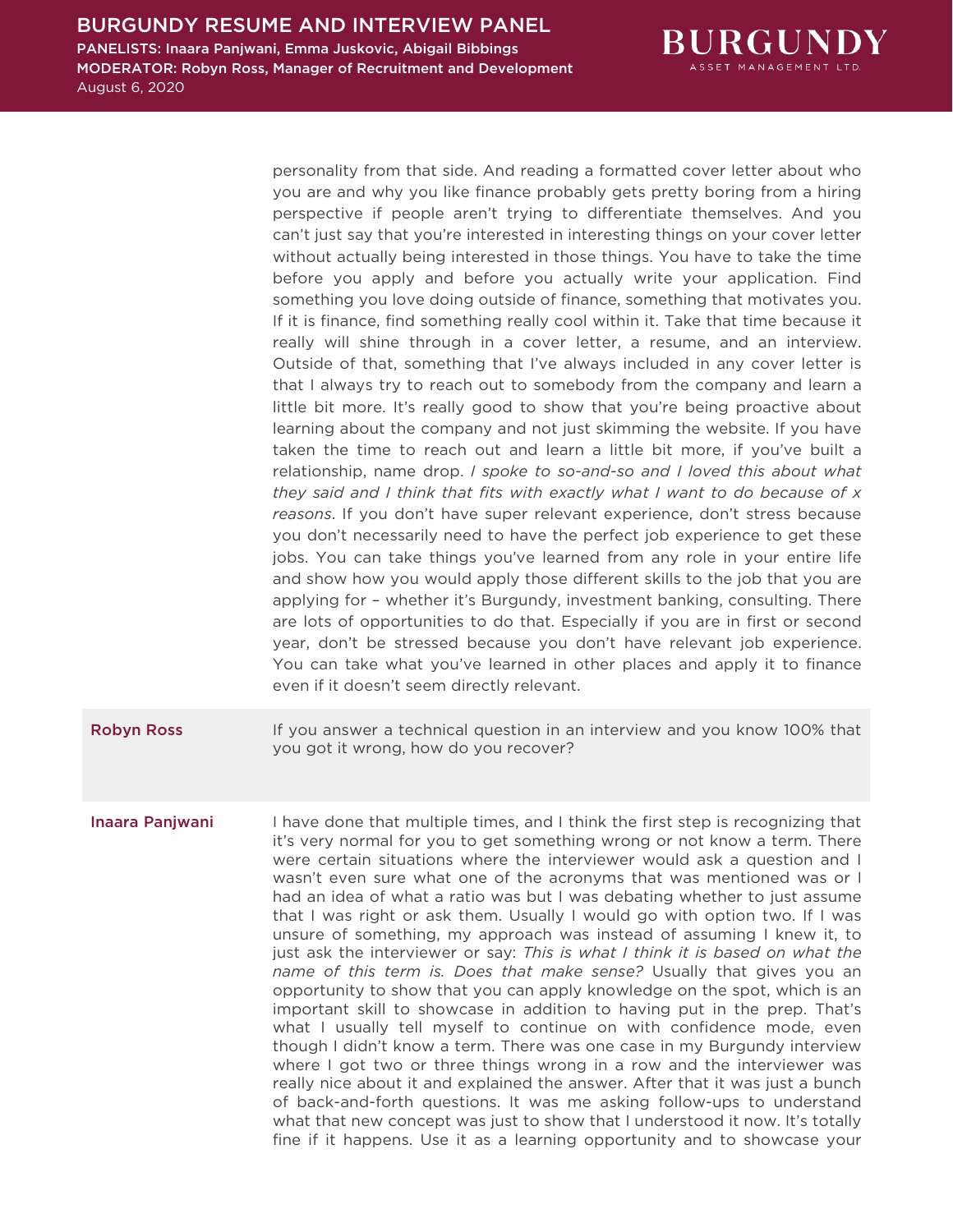personality from that side. And reading a formatted cover letter about who you are and why you like finance probably gets pretty boring from a hiring perspective if people aren't trying to differentiate themselves. And you can't just say that you're interested in interesting things on your cover letter without actually being interested in those things. You have to take the time before you apply and before you actually write your application. Find something you love doing outside of finance, something that motivates you. If it is finance, find something really cool within it. Take that time because it really will shine through in a cover letter, a resume, and an interview. Outside of that, something that I've always included in any cover letter is that I always try to reach out to somebody from the company and learn a little bit more. It's really good to show that you're being proactive about learning about the company and not just skimming the website. If you have taken the time to reach out and learn a little bit more, if you've built a relationship, name drop. *I spoke to so-and-so and I loved this about what they said and I think that fits with exactly what I want to do because of x reasons*. If you don't have super relevant experience, don't stress because you don't necessarily need to have the perfect job experience to get these jobs. You can take things you've learned from any role in your entire life and show how you would apply those different skills to the job that you are applying for – whether it's Burgundy, investment banking, consulting. There are lots of opportunities to do that. Especially if you are in first or second year, don't be stressed because you don't have relevant job experience. You can take what you've learned in other places and apply it to finance even if it doesn't seem directly relevant.

**Robyn Ross**

If you answer a technical question in an interview and you know 100% that you got it wrong, how do you recover?

**Inaara Panjwani**

I have done that multiple times, and I think the first step is recognizing that it's very normal for you to get something wrong or not know a term. There were certain situations where the interviewer would ask a question and I wasn't even sure what one of the acronyms that was mentioned was or I had an idea of what a ratio was but I was debating whether to just assume that I was right or ask them. Usually I would go with option two. If I was unsure of something, my approach was instead of assuming I knew it, to just ask the interviewer or say: *This is what I think it is based on what the name of this term is. Does that make sense?* Usually that gives you an opportunity to show that you can apply knowledge on the spot, which is an important skill to showcase in addition to having put in the prep. That's what I usually tell myself to continue on with confidence mode, even though I didn't know a term. There was one case in my Burgundy interview where I got two or three things wrong in a row and the interviewer was really nice about it and explained the answer. After that it was just a bunch of back-and-forth questions. It was me asking follow-ups to understand what that new concept was just to show that I understood it now. It's totally fine if it happens. Use it as a learning opportunity and to showcase your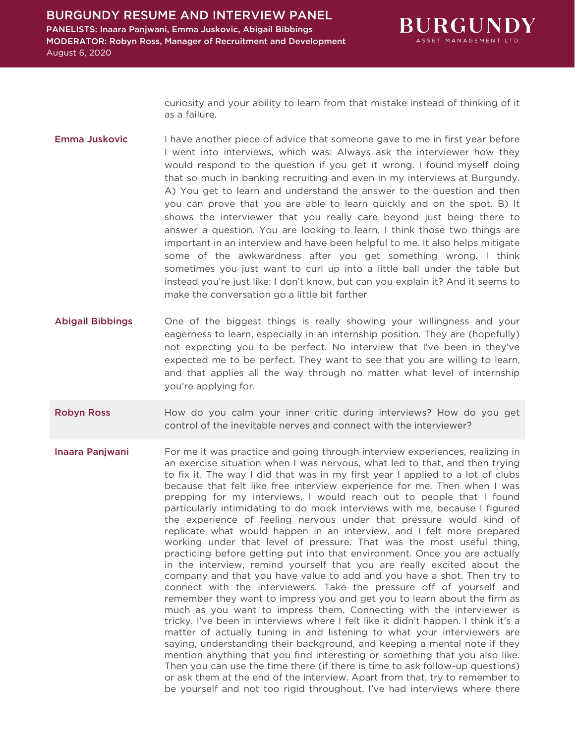curiosity and your ability to learn from that mistake instead of thinking of it as a failure.

**Emma Juskovic** I have another piece of advice that someone gave to me in first year before I went into interviews, which was: Always ask the interviewer how they would respond to the question if you get it wrong. I found myself doing that so much in banking recruiting and even in my interviews at Burgundy. A) You get to learn and understand the answer to the question and then you can prove that you are able to learn quickly and on the spot. B) It shows the interviewer that you really care beyond just being there to answer a question. You are looking to learn. I think those two things are important in an interview and have been helpful to me. It also helps mitigate some of the awkwardness after you get something wrong. I think sometimes you just want to curl up into a little ball under the table but instead you're just like: I don't know, but can you explain it? And it seems to make the conversation go a little bit farther

**Abigail Bibbings** One of the biggest things is really showing your willingness and your eagerness to learn, especially in an internship position. They are (hopefully) not expecting you to be perfect. No interview that I've been in they've expected me to be perfect. They want to see that you are willing to learn, and that applies all the way through no matter what level of internship you're applying for.

**Robyn Ross** How do you calm your inner critic during interviews? How do you get control of the inevitable nerves and connect with the interviewer?

**Inaara Panjwani** For me it was practice and going through interview experiences, realizing in an exercise situation when I was nervous, what led to that, and then trying to fix it. The way I did that was in my first year I applied to a lot of clubs because that felt like free interview experience for me. Then when I was prepping for my interviews, I would reach out to people that I found particularly intimidating to do mock interviews with me, because I figured the experience of feeling nervous under that pressure would kind of replicate what would happen in an interview, and I felt more prepared working under that level of pressure. That was the most useful thing, practicing before getting put into that environment. Once you are actually in the interview, remind yourself that you are really excited about the company and that you have value to add and you have a shot. Then try to connect with the interviewers. Take the pressure off of yourself and remember they want to impress you and get you to learn about the firm as much as you want to impress them. Connecting with the interviewer is tricky. I've been in interviews where I felt like it didn't happen. I think it's a matter of actually tuning in and listening to what your interviewers are saying, understanding their background, and keeping a mental note if they mention anything that you find interesting or something that you also like. Then you can use the time there (if there is time to ask follow-up questions) or ask them at the end of the interview. Apart from that, try to remember to be yourself and not too rigid throughout. I've had interviews where there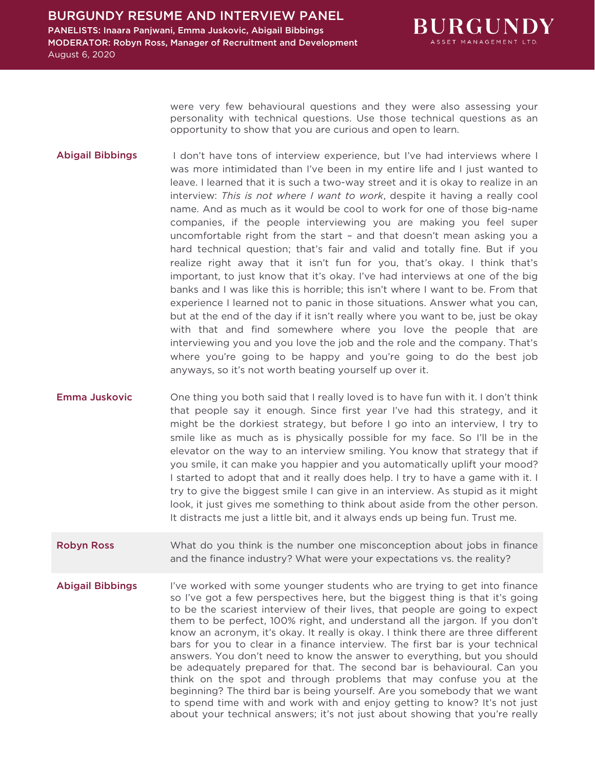were very few behavioural questions and they were also assessing your personality with technical questions. Use those technical questions as an opportunity to show that you are curious and open to learn.

**Abigail Bibbings**

I don't have tons of interview experience, but I've had interviews where I was more intimidated than I've been in my entire life and I just wanted to leave. I learned that it is such a two-way street and it is okay to realize in an interview: *This is not where I want to work*, despite it having a really cool name. And as much as it would be cool to work for one of those big-name companies, if the people interviewing you are making you feel super uncomfortable right from the start – and that doesn't mean asking you a hard technical question; that's fair and valid and totally fine. But if you realize right away that it isn't fun for you, that's okay. I think that's important, to just know that it's okay. I've had interviews at one of the big banks and I was like this is horrible; this isn't where I want to be. From that experience I learned not to panic in those situations. Answer what you can, but at the end of the day if it isn't really where you want to be, just be okay with that and find somewhere where you love the people that are interviewing you and you love the job and the role and the company. That's where you're going to be happy and you're going to do the best job anyways, so it's not worth beating yourself up over it.

**Emma Juskovic**

One thing you both said that I really loved is to have fun with it. I don't think that people say it enough. Since first year I've had this strategy, and it might be the dorkiest strategy, but before I go into an interview, I try to smile like as much as is physically possible for my face. So I'll be in the elevator on the way to an interview smiling. You know that strategy that if you smile, it can make you happier and you automatically uplift your mood? I started to adopt that and it really does help. I try to have a game with it. I try to give the biggest smile I can give in an interview. As stupid as it might look, it just gives me something to think about aside from the other person. It distracts me just a little bit, and it always ends up being fun. Trust me.

**Robyn Ross**

What do you think is the number one misconception about jobs in finance and the finance industry? What were your expectations vs. the reality?

**Abigail Bibbings**

I've worked with some younger students who are trying to get into finance so I've got a few perspectives here, but the biggest thing is that it's going to be the scariest interview of their lives, that people are going to expect them to be perfect, 100% right, and understand all the jargon. If you don't know an acronym, it's okay. It really is okay. I think there are three different bars for you to clear in a finance interview. The first bar is your technical answers. You don't need to know the answer to everything, but you should be adequately prepared for that. The second bar is behavioural. Can you think on the spot and through problems that may confuse you at the beginning? The third bar is being yourself. Are you somebody that we want to spend time with and work with and enjoy getting to know? It's not just about your technical answers; it's not just about showing that you're really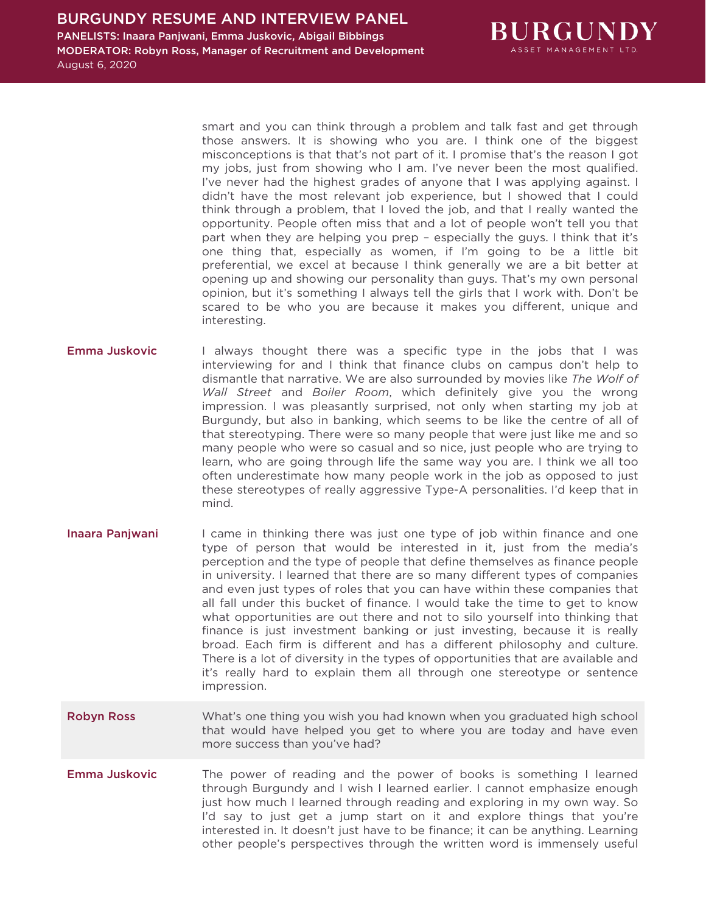smart and you can think through a problem and talk fast and get through those answers. It is showing who you are. I think one of the biggest misconceptions is that that's not part of it. I promise that's the reason I got my jobs, just from showing who I am. I've never been the most qualified. I've never had the highest grades of anyone that I was applying against. I didn't have the most relevant job experience, but I showed that I could think through a problem, that I loved the job, and that I really wanted the opportunity. People often miss that and a lot of people won't tell you that part when they are helping you prep – especially the guys. I think that it's one thing that, especially as women, if I'm going to be a little bit preferential, we excel at because I think generally we are a bit better at opening up and showing our personality than guys. That's my own personal opinion, but it's something I always tell the girls that I work with. Don't be scared to be who you are because it makes you different, unique and interesting.

**Emma Juskovic**

I always thought there was a specific type in the jobs that I was interviewing for and I think that finance clubs on campus don't help to dismantle that narrative. We are also surrounded by movies like *The Wolf of Wall Street* and *Boiler Room*, which definitely give you the wrong impression. I was pleasantly surprised, not only when starting my job at Burgundy, but also in banking, which seems to be like the centre of all of that stereotyping. There were so many people that were just like me and so many people who were so casual and so nice, just people who are trying to learn, who are going through life the same way you are. I think we all too often underestimate how many people work in the job as opposed to just these stereotypes of really aggressive Type-A personalities. I'd keep that in mind.

**Inaara Panjwani**

I came in thinking there was just one type of job within finance and one type of person that would be interested in it, just from the media's perception and the type of people that define themselves as finance people in university. I learned that there are so many different types of companies and even just types of roles that you can have within these companies that all fall under this bucket of finance. I would take the time to get to know what opportunities are out there and not to silo yourself into thinking that finance is just investment banking or just investing, because it is really broad. Each firm is different and has a different philosophy and culture. There is a lot of diversity in the types of opportunities that are available and it's really hard to explain them all through one stereotype or sentence impression.

**Robyn Ross**

What's one thing you wish you had known when you graduated high school that would have helped you get to where you are today and have even more success than you've had?

**Emma Juskovic**

The power of reading and the power of books is something I learned through Burgundy and I wish I learned earlier. I cannot emphasize enough just how much I learned through reading and exploring in my own way. So I'd say to just get a jump start on it and explore things that you're interested in. It doesn't just have to be finance; it can be anything. Learning other people's perspectives through the written word is immensely useful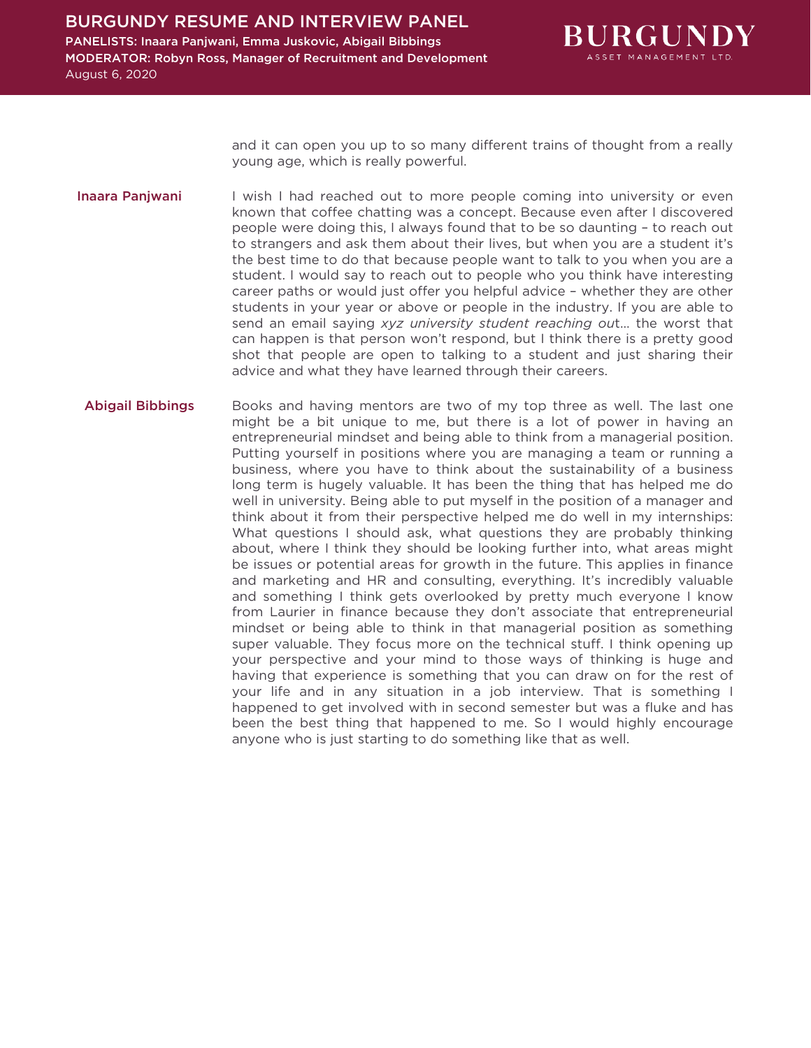and it can open you up to so many different trains of thought from a really young age, which is really powerful.

**Inaara Panjwani** I wish I had reached out to more people coming into university or even known that coffee chatting was a concept. Because even after I discovered people were doing this, I always found that to be so daunting – to reach out to strangers and ask them about their lives, but when you are a student it's the best time to do that because people want to talk to you when you are a student. I would say to reach out to people who you think have interesting career paths or would just offer you helpful advice – whether they are other students in your year or above or people in the industry. If you are able to send an email saying *xyz university student reaching out*... the worst that can happen is that person won't respond, but I think there is a pretty good shot that people are open to talking to a student and just sharing their advice and what they have learned through their careers.

**Abigail Bibbings** Books and having mentors are two of my top three as well. The last one might be a bit unique to me, but there is a lot of power in having an entrepreneurial mindset and being able to think from a managerial position. Putting yourself in positions where you are managing a team or running a business, where you have to think about the sustainability of a business long term is hugely valuable. It has been the thing that has helped me do well in university. Being able to put myself in the position of a manager and think about it from their perspective helped me do well in my internships: What questions I should ask, what questions they are probably thinking about, where I think they should be looking further into, what areas might be issues or potential areas for growth in the future. This applies in finance and marketing and HR and consulting, everything. It's incredibly valuable and something I think gets overlooked by pretty much everyone I know from Laurier in finance because they don't associate that entrepreneurial mindset or being able to think in that managerial position as something super valuable. They focus more on the technical stuff. I think opening up your perspective and your mind to those ways of thinking is huge and having that experience is something that you can draw on for the rest of your life and in any situation in a job interview. That is something I happened to get involved with in second semester but was a fluke and has been the best thing that happened to me. So I would highly encourage anyone who is just starting to do something like that as well.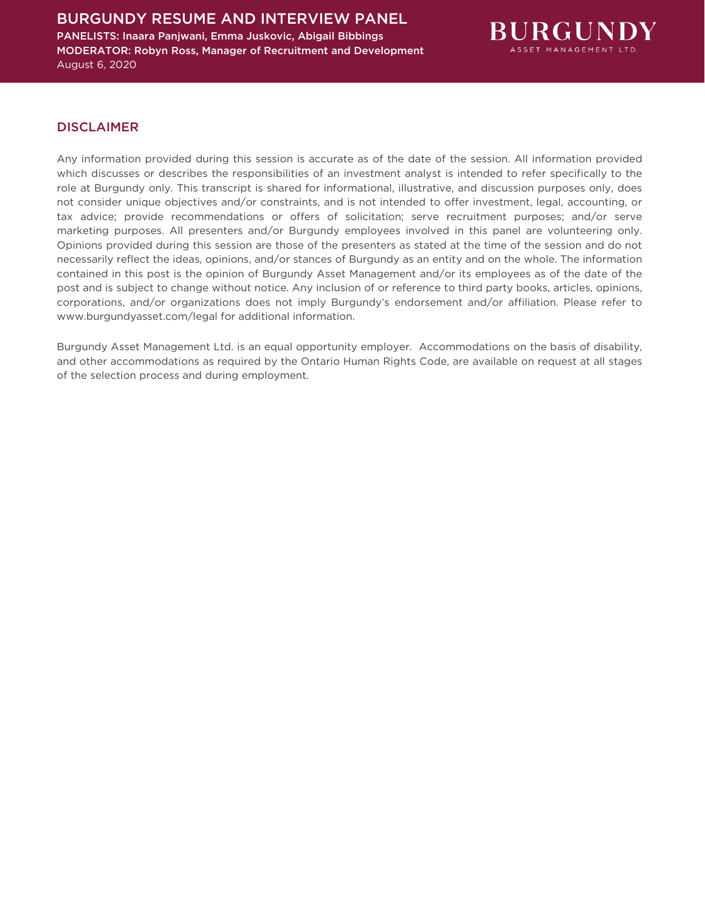# BURGUNDY RESUME AND INTERVIEW PANEL

**PANELISTS: Inaara Panjwani, Emma Juskovic, Abigail Bibbings**
**MODERATOR: Robyn Ross, Manager of Recruitment and Development**
August 6, 2020

BURGUNDY
ASSET MANAGEMENT LTD.

## DISCLAIMER

Any information provided during this session is accurate as of the date of the session. All information provided which discusses or describes the responsibilities of an investment analyst is intended to refer specifically to the role at Burgundy only. This transcript is shared for informational, illustrative, and discussion purposes only, does not consider unique objectives and/or constraints, and is not intended to offer investment, legal, accounting, or tax advice; provide recommendations or offers of solicitation; serve recruitment purposes; and/or serve marketing purposes. All presenters and/or Burgundy employees involved in this panel are volunteering only. Opinions provided during this session are those of the presenters as stated at the time of the session and do not necessarily reflect the ideas, opinions, and/or stances of Burgundy as an entity and on the whole. The information contained in this post is the opinion of Burgundy Asset Management and/or its employees as of the date of the post and is subject to change without notice. Any inclusion of or reference to third party books, articles, opinions, corporations, and/or organizations does not imply Burgundy's endorsement and/or affiliation. Please refer to www.burgundyasset.com/legal for additional information.

Burgundy Asset Management Ltd. is an equal opportunity employer. Accommodations on the basis of disability, and other accommodations as required by the Ontario Human Rights Code, are available on request at all stages of the selection process and during employment.